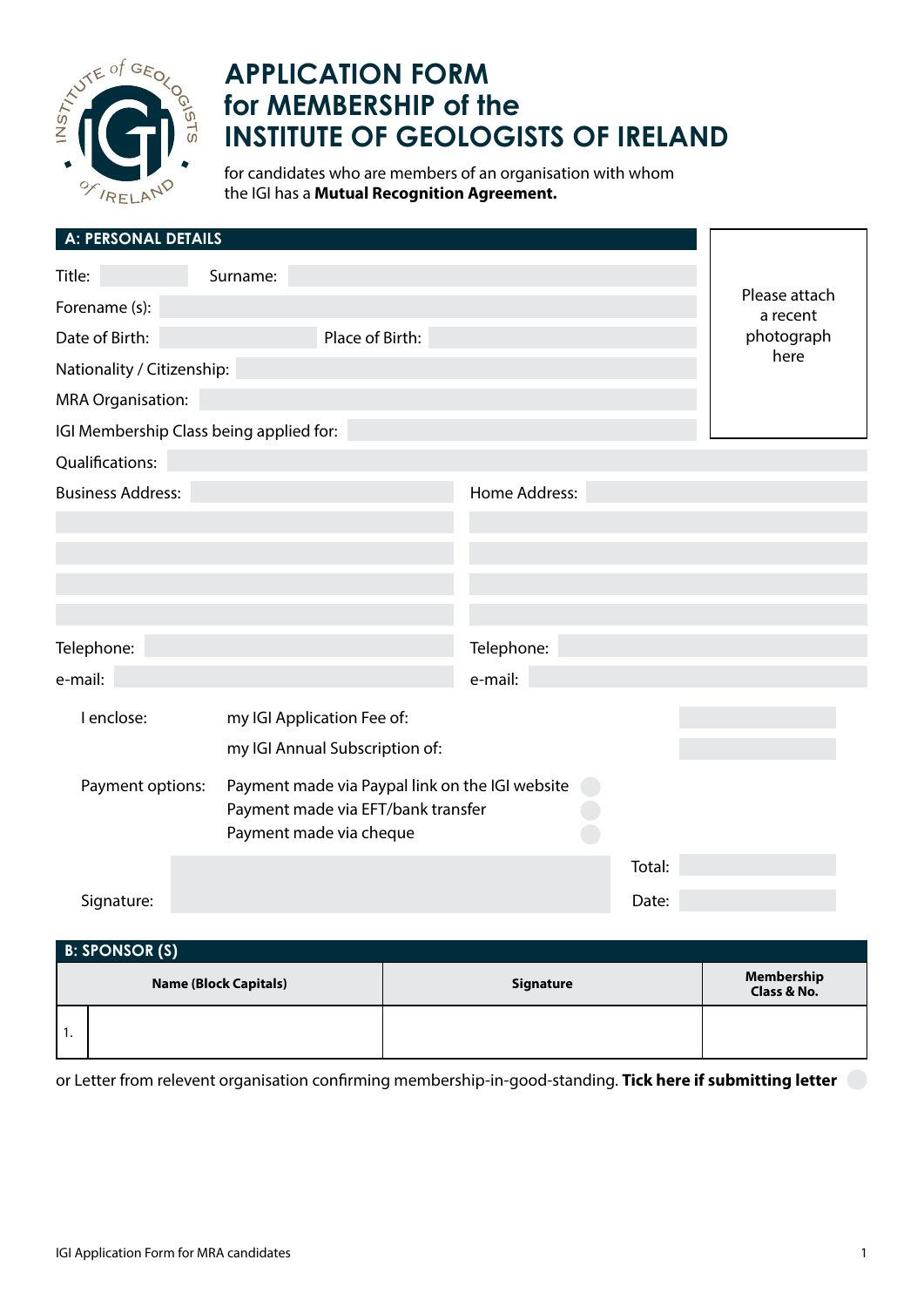# APPLICATION FORM for MEMBERSHIP of the INSTITUTE OF GEOLOGISTS OF IRELAND

for candidates who are members of an organisation with whom the IGI has a **Mutual Recognition Agreement.**

## A: PERSONAL DETAILS

Please attach a recent photograph here

Title: Surname:

Forename (s):

Date of Birth: Place of Birth:

Nationality / Citizenship:

MRA Organisation:

IGI Membership Class being applied for:

Qualifications:

Business Address: Home Address:

Telephone: Telephone:

e-mail: e-mail:

I enclose: my IGI Application Fee of:

my IGI Annual Subscription of:

Payment options: Payment made via Paypal link on the IGI website

Payment made via EFT/bank transfer

Payment made via cheque

Total:

Signature: Date:

## B: SPONSOR (S)

| | Name (Block Capitals) | Signature | Membership Class & No. |
|---|---|---|---|
| 1. | | | |

or Letter from relevent organisation confirming membership-in-good-standing. **Tick here if submitting letter**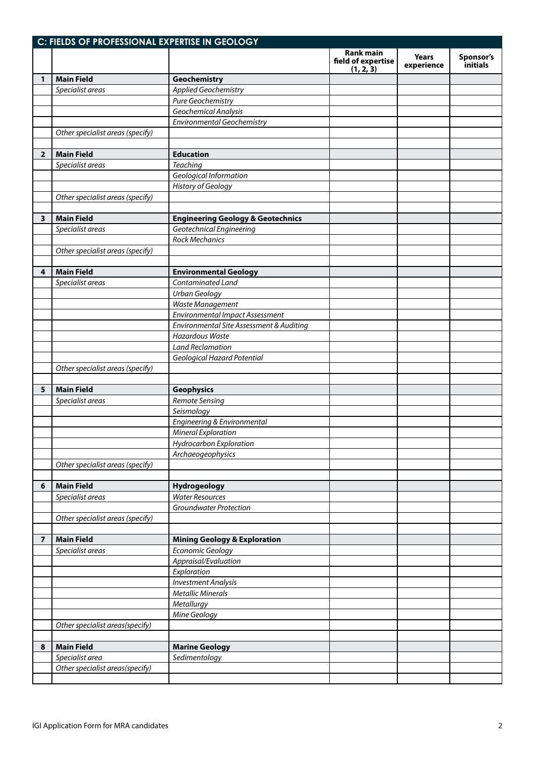## C: FIELDS OF PROFESSIONAL EXPERTISE IN GEOLOGY

| | | | Rank main field of expertise (1, 2, 3) | Years experience | Sponsor's initials |
|---|---|---|---|---|---|
| 1 | **Main Field** | **Geochemistry** | | | |
| | *Specialist areas* | *Applied Geochemistry* | | | |
| | | *Pure Geochemistry* | | | |
| | | *Geochemical Analysis* | | | |
| | | *Environmental Geochemistry* | | | |
| | *Other specialist areas (specify)* | | | | |
| | | | | | |
| 2 | **Main Field** | **Education** | | | |
| | *Specialist areas* | *Teaching* | | | |
| | | *Geological Information* | | | |
| | | *History of Geology* | | | |
| | *Other specialist areas (specify)* | | | | |
| | | | | | |
| 3 | **Main Field** | **Engineering Geology & Geotechnics** | | | |
| | *Specialist areas* | *Geotechnical Engineering* | | | |
| | | *Rock Mechanics* | | | |
| | *Other specialist areas (specify)* | | | | |
| | | | | | |
| 4 | **Main Field** | **Environmental Geology** | | | |
| | *Specialist areas* | *Contaminated Land* | | | |
| | | *Urban Geology* | | | |
| | | *Waste Management* | | | |
| | | *Environmental Impact Assessment* | | | |
| | | *Environmental Site Assessment & Auditing* | | | |
| | | *Hazardous Waste* | | | |
| | | *Land Reclamation* | | | |
| | | *Geological Hazard Potential* | | | |
| | *Other specialist areas (specify)* | | | | |
| | | | | | |
| 5 | **Main Field** | **Geophysics** | | | |
| | *Specialist areas* | *Remote Sensing* | | | |
| | | *Seismology* | | | |
| | | *Engineering & Environmental* | | | |
| | | *Mineral Exploration* | | | |
| | | *Hydrocarbon Exploration* | | | |
| | | *Archaeogeophysics* | | | |
| | *Other specialist areas (specify)* | | | | |
| | | | | | |
| 6 | **Main Field** | **Hydrogeology** | | | |
| | *Specialist areas* | *Water Resources* | | | |
| | | *Groundwater Protection* | | | |
| | *Other specialist areas (specify)* | | | | |
| | | | | | |
| 7 | **Main Field** | **Mining Geology & Exploration** | | | |
| | *Specialist areas* | *Economic Geology* | | | |
| | | *Appraisal/Evaluation* | | | |
| | | *Exploration* | | | |
| | | *Investment Analysis* | | | |
| | | *Metallic Minerals* | | | |
| | | *Metallurgy* | | | |
| | | *Mine Geology* | | | |
| | *Other specialist areas(specify)* | | | | |
| | | | | | |
| 8 | **Main Field** | **Marine Geology** | | | |
| | *Specialist area* | *Sedimentology* | | | |
| | *Other specialist areas(specify)* | | | | |
| | | | | | |

IGI Application Form for MRA candidates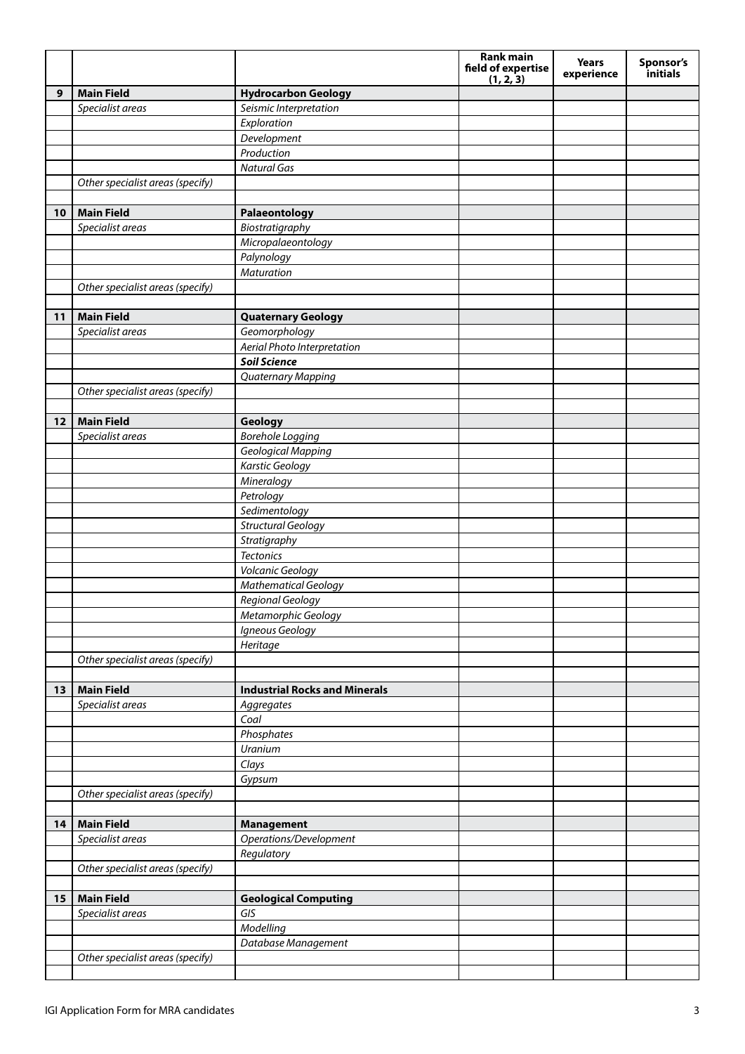| | | | Rank main field of expertise (1, 2, 3) | Years experience | Sponsor's initials |
|---|---|---|---|---|---|
| 9 | **Main Field** | **Hydrocarbon Geology** | | | |
| | *Specialist areas* | *Seismic Interpretation* | | | |
| | | *Exploration* | | | |
| | | *Development* | | | |
| | | *Production* | | | |
| | | *Natural Gas* | | | |
| | *Other specialist areas (specify)* | | | | |
| | | | | | |
| 10 | **Main Field** | **Palaeontology** | | | |
| | *Specialist areas* | *Biostratigraphy* | | | |
| | | *Micropalaeontology* | | | |
| | | *Palynology* | | | |
| | | *Maturation* | | | |
| | *Other specialist areas (specify)* | | | | |
| | | | | | |
| 11 | **Main Field** | **Quaternary Geology** | | | |
| | *Specialist areas* | *Geomorphology* | | | |
| | | *Aerial Photo Interpretation* | | | |
| | | ***Soil Science*** | | | |
| | | *Quaternary Mapping* | | | |
| | *Other specialist areas (specify)* | | | | |
| | | | | | |
| 12 | **Main Field** | **Geology** | | | |
| | *Specialist areas* | *Borehole Logging* | | | |
| | | *Geological Mapping* | | | |
| | | *Karstic Geology* | | | |
| | | *Mineralogy* | | | |
| | | *Petrology* | | | |
| | | *Sedimentology* | | | |
| | | *Structural Geology* | | | |
| | | *Stratigraphy* | | | |
| | | *Tectonics* | | | |
| | | *Volcanic Geology* | | | |
| | | *Mathematical Geology* | | | |
| | | *Regional Geology* | | | |
| | | *Metamorphic Geology* | | | |
| | | *Igneous Geology* | | | |
| | | *Heritage* | | | |
| | *Other specialist areas (specify)* | | | | |
| | | | | | |
| 13 | **Main Field** | **Industrial Rocks and Minerals** | | | |
| | *Specialist areas* | *Aggregates* | | | |
| | | *Coal* | | | |
| | | *Phosphates* | | | |
| | | *Uranium* | | | |
| | | *Clays* | | | |
| | | *Gypsum* | | | |
| | *Other specialist areas (specify)* | | | | |
| | | | | | |
| 14 | **Main Field** | **Management** | | | |
| | *Specialist areas* | *Operations/Development* | | | |
| | | *Regulatory* | | | |
| | *Other specialist areas (specify)* | | | | |
| | | | | | |
| 15 | **Main Field** | **Geological Computing** | | | |
| | *Specialist areas* | *GIS* | | | |
| | | *Modelling* | | | |
| | | *Database Management* | | | |
| | *Other specialist areas (specify)* | | | | |
| | | | | | |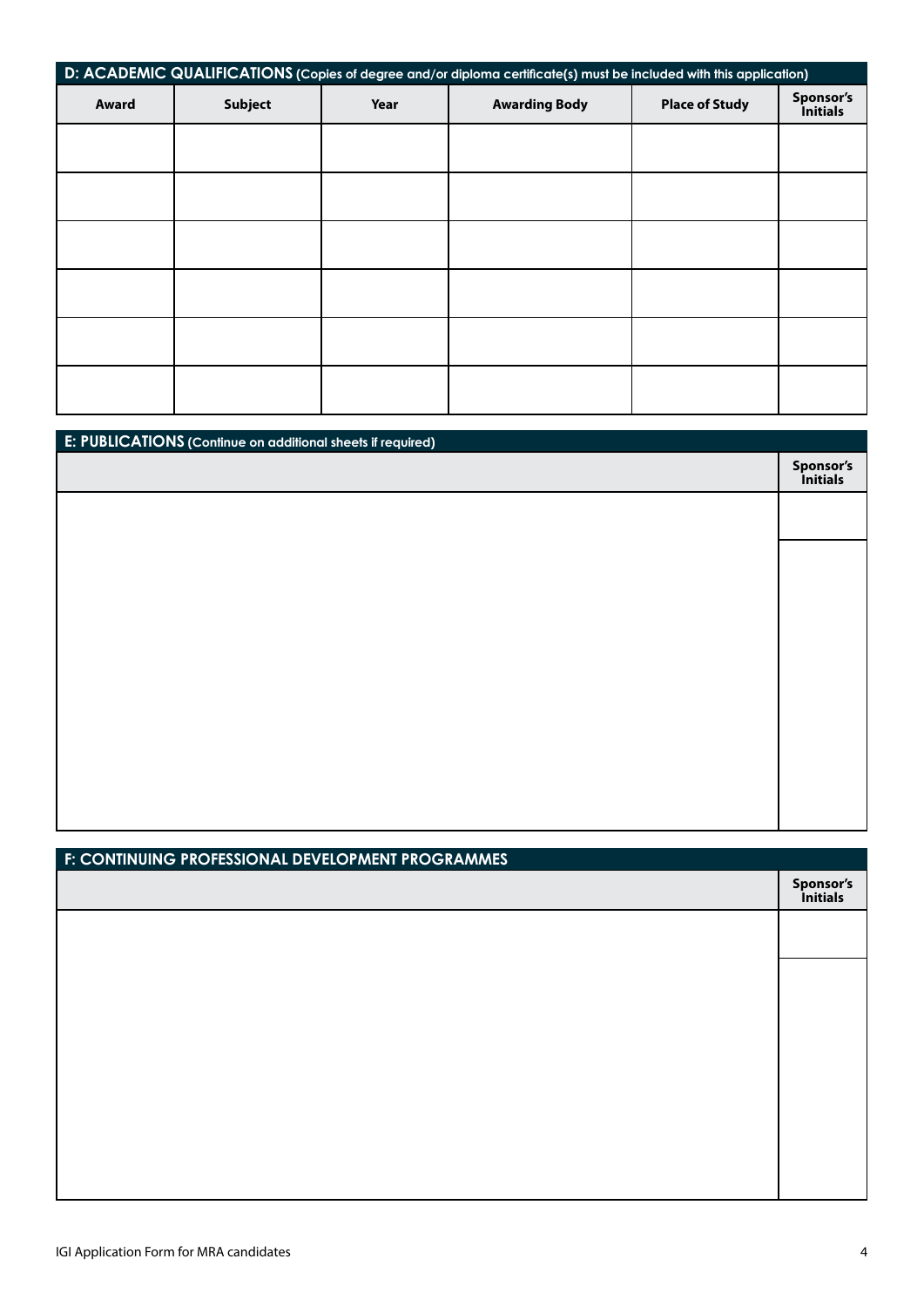## D: ACADEMIC QUALIFICATIONS (Copies of degree and/or diploma certificate(s) must be included with this application)

| Award | Subject | Year | Awarding Body | Place of Study | Sponsor's Initials |
|---|---|---|---|---|---|
| | | | | | |
| | | | | | |
| | | | | | |
| | | | | | |
| | | | | | |
| | | | | | |

## E: PUBLICATIONS (Continue on additional sheets if required)

| | Sponsor's Initials |
|---|---|
| | |
| | |

## F: CONTINUING PROFESSIONAL DEVELOPMENT PROGRAMMES

| | Sponsor's Initials |
|---|---|
| | |
| | |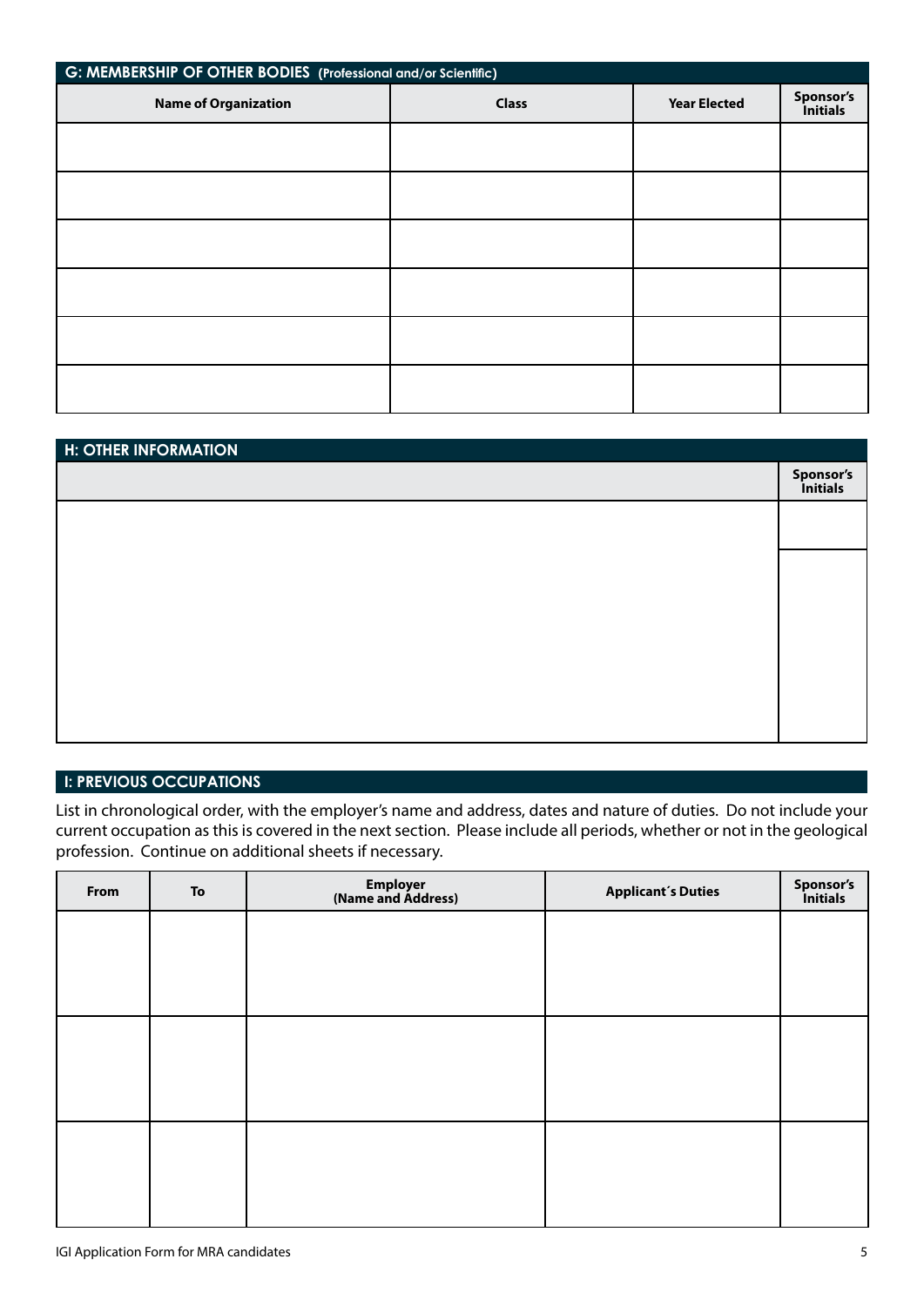## G: MEMBERSHIP OF OTHER BODIES (Professional and/or Scientific)

| Name of Organization | Class | Year Elected | Sponsor's Initials |
|---|---|---|---|
| | | | |
| | | | |
| | | | |
| | | | |
| | | | |
| | | | |

## H: OTHER INFORMATION

| | Sponsor's Initials |
|---|---|
| | |
| | |

## I: PREVIOUS OCCUPATIONS

List in chronological order, with the employer's name and address, dates and nature of duties. Do not include your current occupation as this is covered in the next section. Please include all periods, whether or not in the geological profession. Continue on additional sheets if necessary.

| From | To | Employer (Name and Address) | Applicant´s Duties | Sponsor's Initials |
|---|---|---|---|---|
| | | | | |
| | | | | |
| | | | | |

IGI Application Form for MRA candidates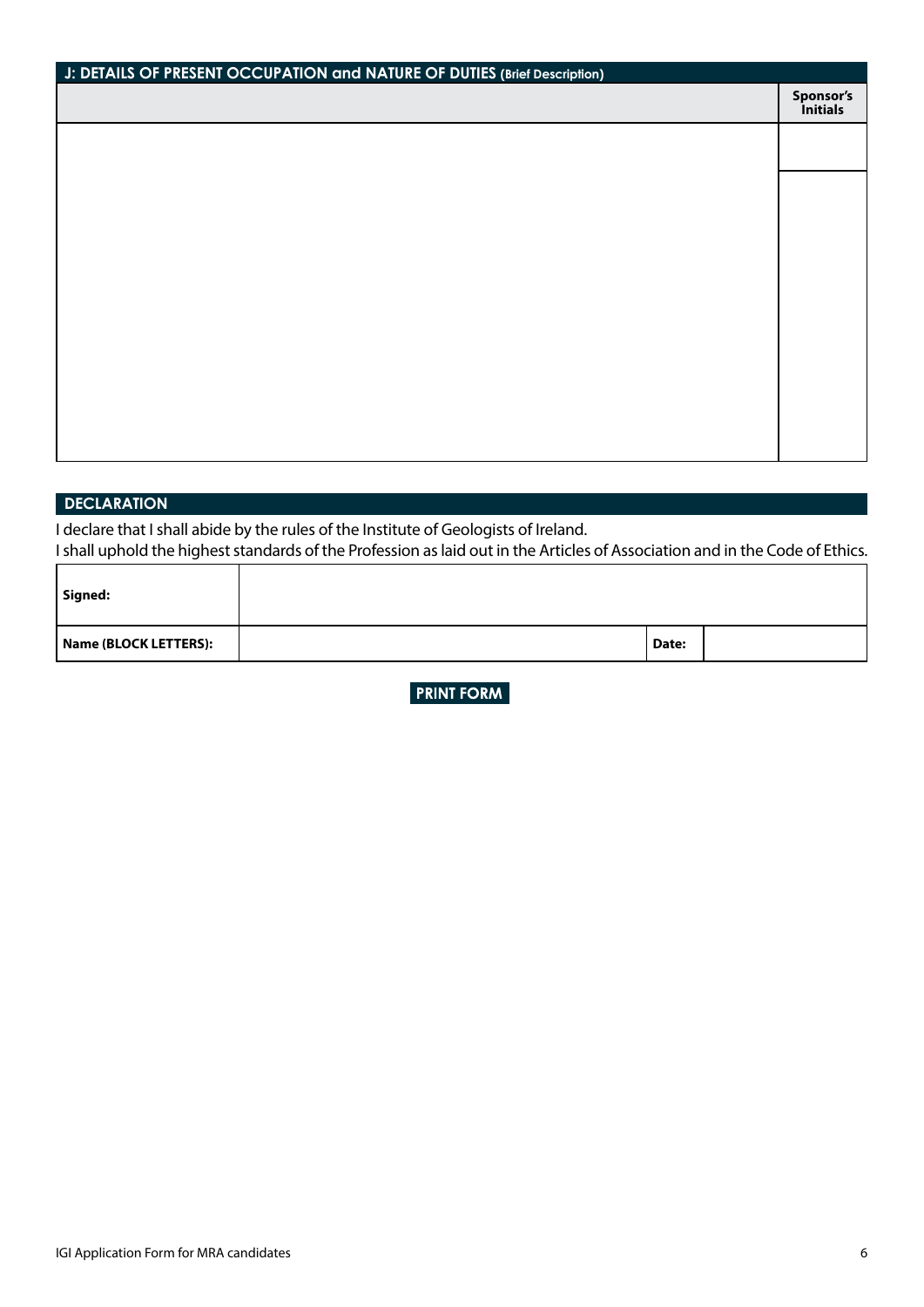## J: DETAILS OF PRESENT OCCUPATION and NATURE OF DUTIES (Brief Description)

| | Sponsor's Initials |
|---|---|
| | |
| | |

## DECLARATION

I declare that I shall abide by the rules of the Institute of Geologists of Ireland.
I shall uphold the highest standards of the Profession as laid out in the Articles of Association and in the Code of Ethics.

| **Signed:** | | | |
|---|---|---|---|
| **Name (BLOCK LETTERS):** | | **Date:** | |

**PRINT FORM**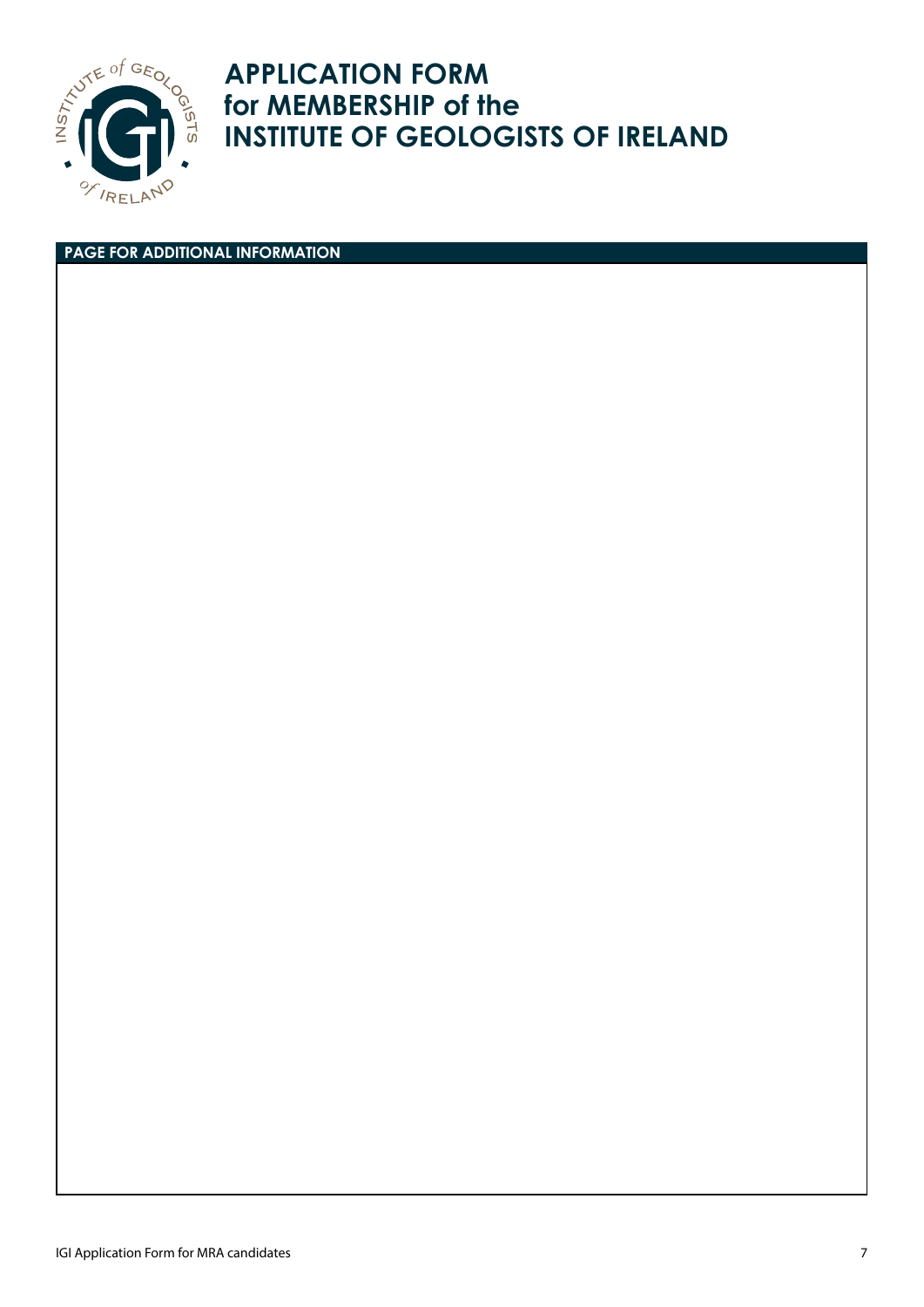# APPLICATION FORM for MEMBERSHIP of the INSTITUTE OF GEOLOGISTS OF IRELAND

## PAGE FOR ADDITIONAL INFORMATION